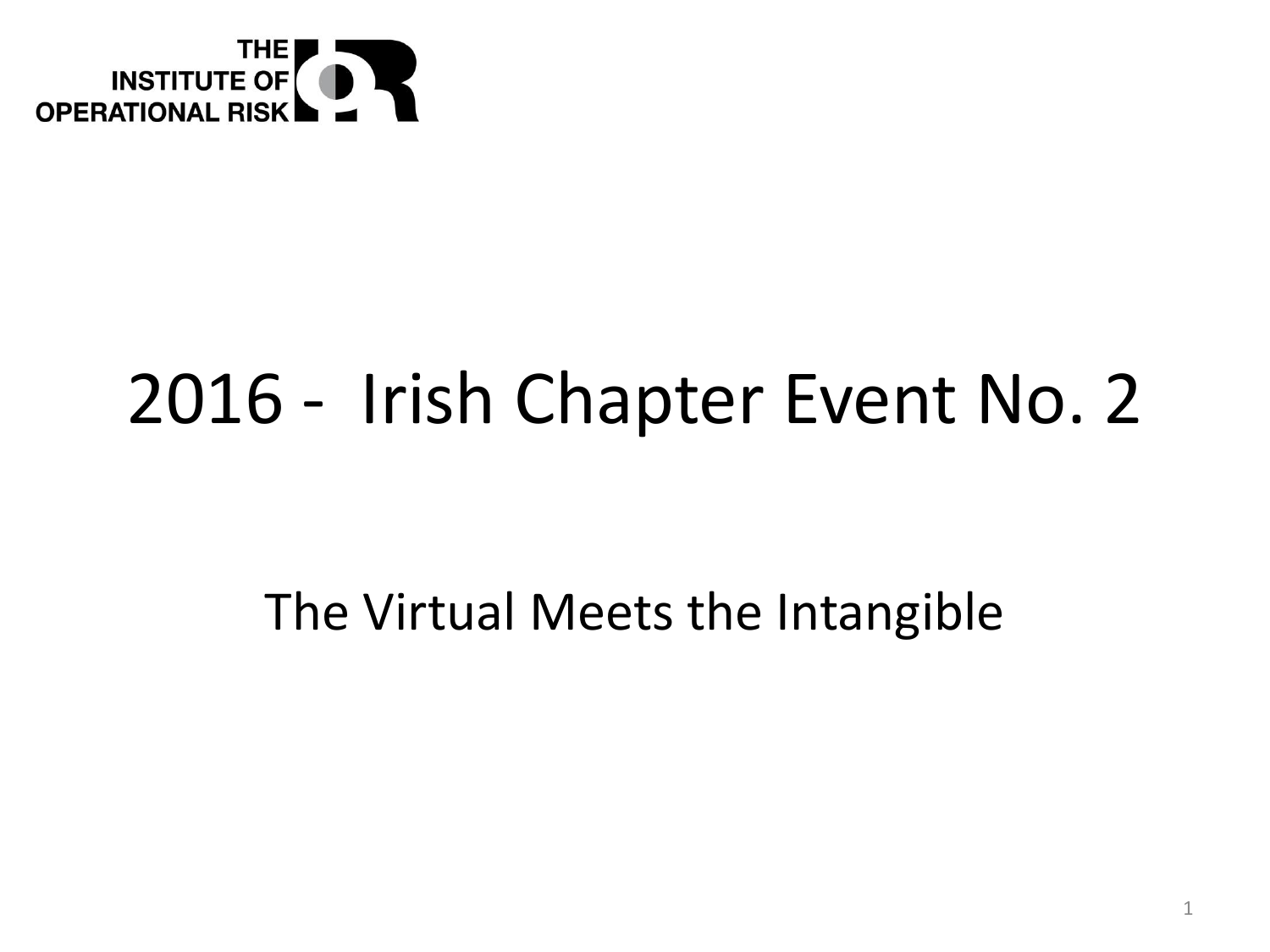THE INSTITUTE OF OPERATIONAL RISK

# 2016 - Irish Chapter Event No. 2

## The Virtual Meets the Intangible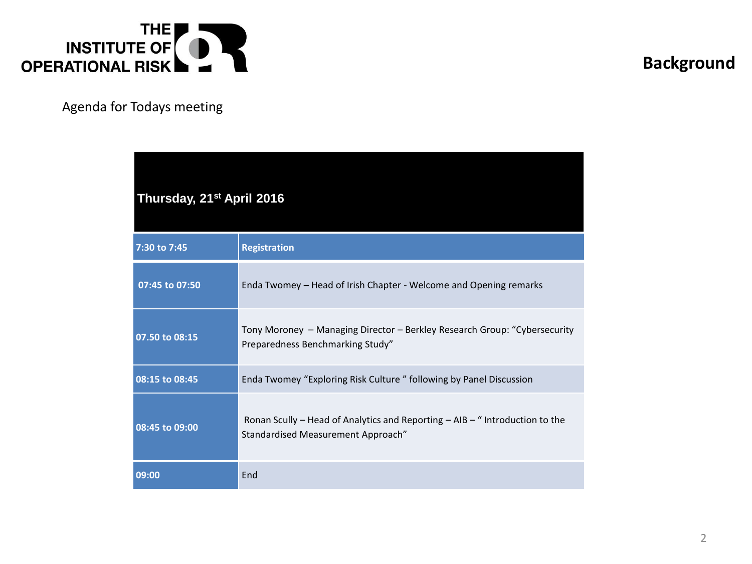THE INSTITUTE OF OPERATIONAL RISK

# Background

Agenda for Todays meeting

| Thursday, 21st April 2016 | |
|---|---|
| **7:30 to 7:45** | **Registration** |
| **07:45 to 07:50** | Enda Twomey – Head of Irish Chapter - Welcome and Opening remarks |
| **07.50 to 08:15** | Tony Moroney – Managing Director – Berkley Research Group: "Cybersecurity Preparedness Benchmarking Study" |
| **08:15 to 08:45** | Enda Twomey "Exploring Risk Culture " following by Panel Discussion |
| **08:45 to 09:00** | Ronan Scully – Head of Analytics and Reporting – AIB – " Introduction to the Standardised Measurement Approach" |
| **09:00** | End |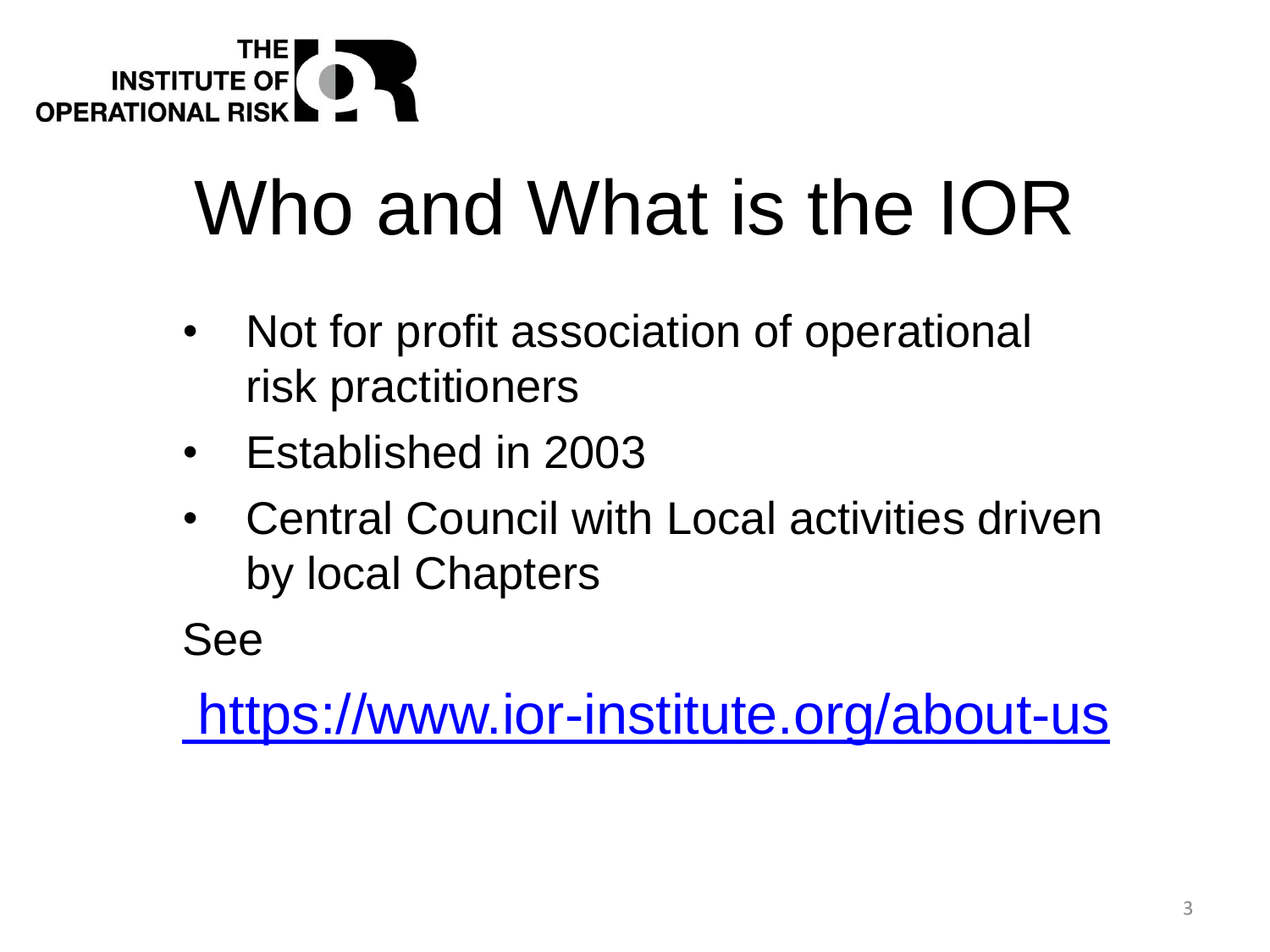THE INSTITUTE OF OPERATIONAL RISK

# Who and What is the IOR

- Not for profit association of operational risk practitioners
- Established in 2003
- Central Council with Local activities driven by local Chapters

See

https://www.ior-institute.org/about-us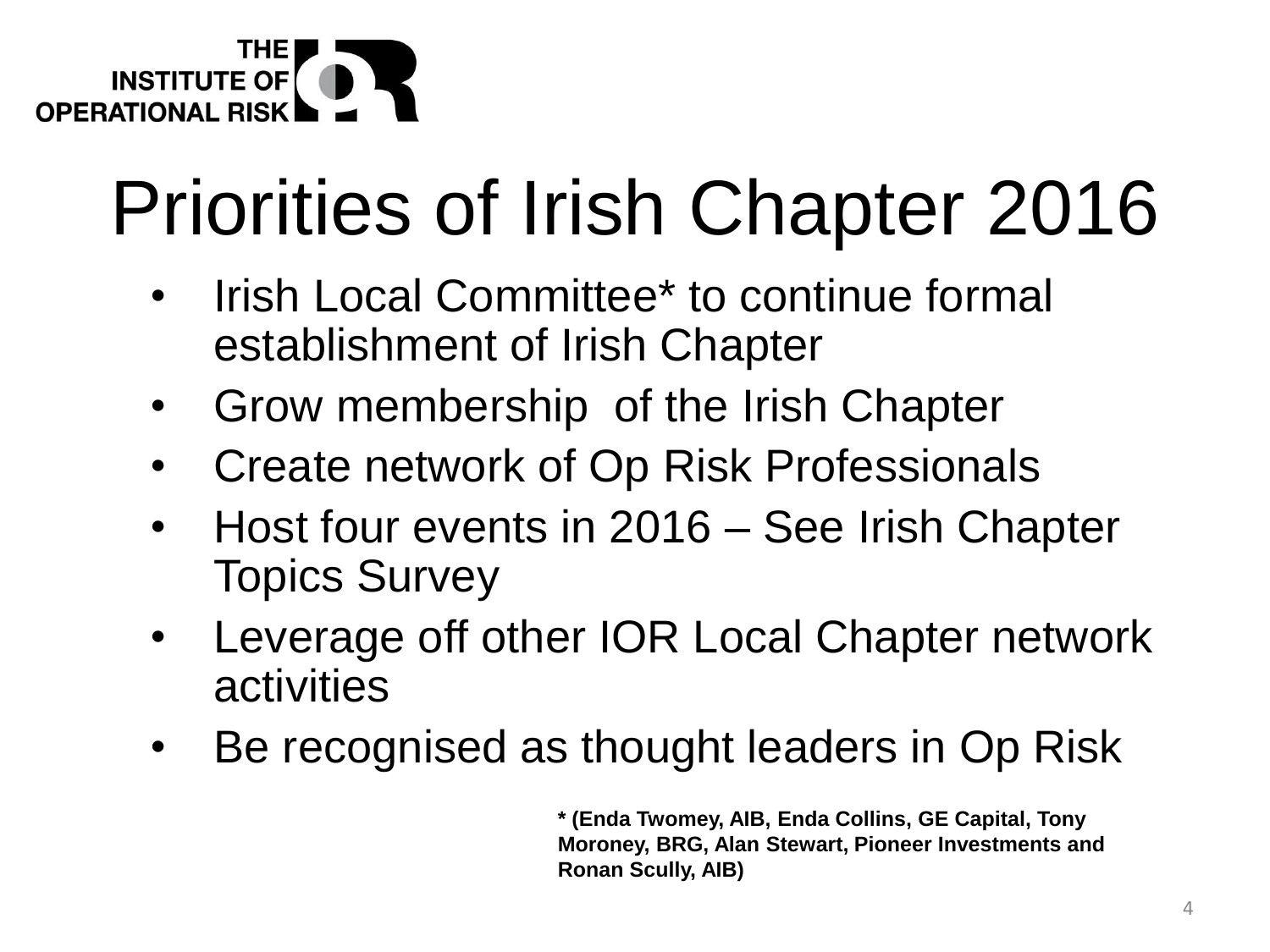# Priorities of Irish Chapter 2016

- Irish Local Committee* to continue formal establishment of Irish Chapter
- Grow membership of the Irish Chapter
- Create network of Op Risk Professionals
- Host four events in 2016 – See Irish Chapter Topics Survey
- Leverage off other IOR Local Chapter network activities
- Be recognised as thought leaders in Op Risk

**\* (Enda Twomey, AIB, Enda Collins, GE Capital, Tony Moroney, BRG, Alan Stewart, Pioneer Investments and Ronan Scully, AIB)**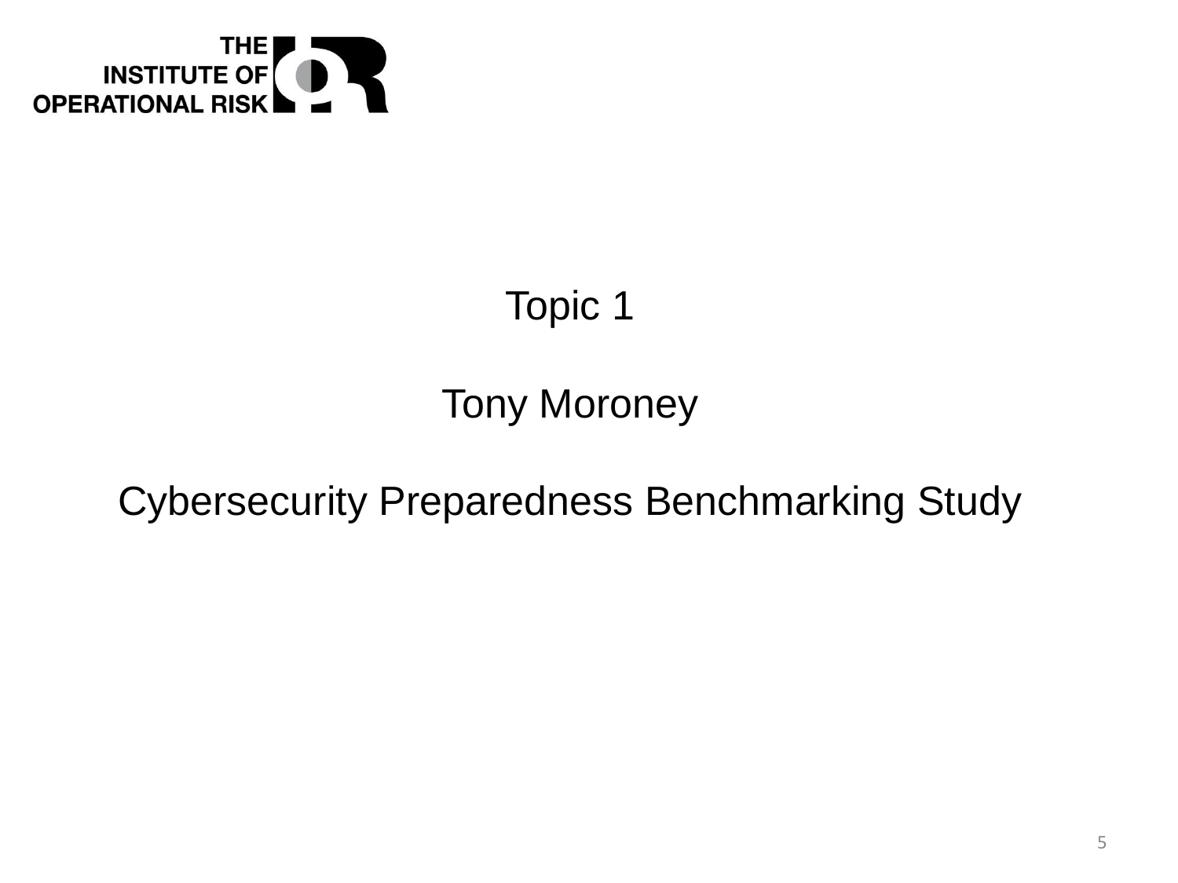THE INSTITUTE OF OPERATIONAL RISK

Topic 1

Tony Moroney

Cybersecurity Preparedness Benchmarking Study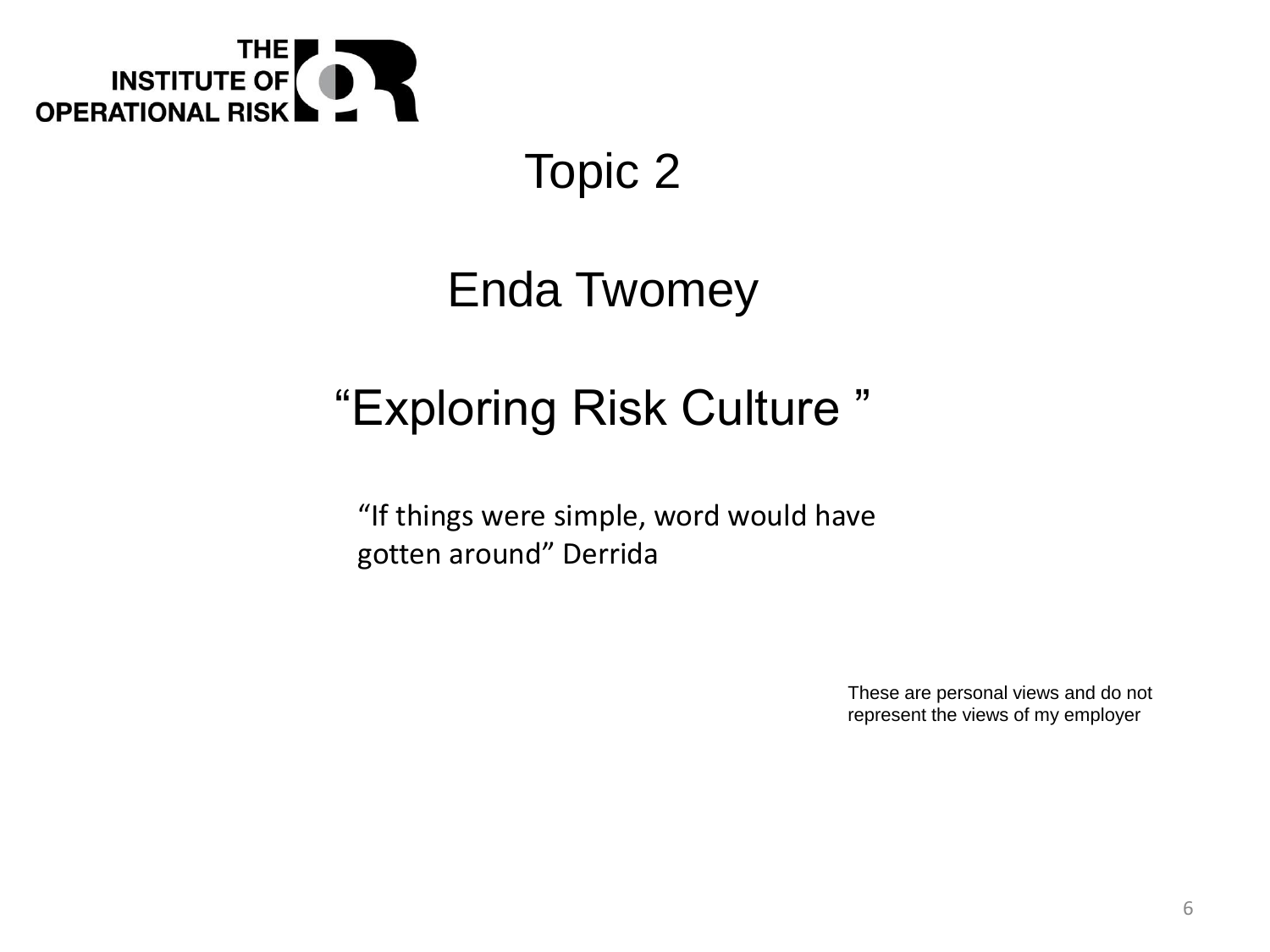THE INSTITUTE OF OPERATIONAL RISK

# Topic 2

## Enda Twomey

## "Exploring Risk Culture"

"If things were simple, word would have gotten around" Derrida

These are personal views and do not represent the views of my employer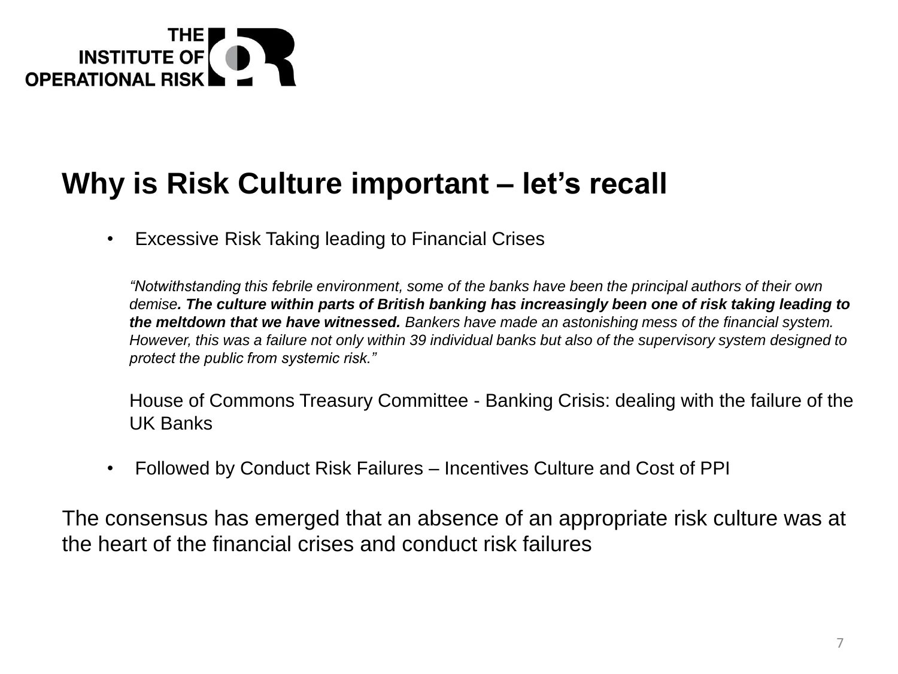## Why is Risk Culture important – let's recall

- Excessive Risk Taking leading to Financial Crises

  *"Notwithstanding this febrile environment, some of the banks have been the principal authors of their own demise**. The culture within parts of British banking has increasingly been one of risk taking leading to the meltdown that we have witnessed.** Bankers have made an astonishing mess of the financial system. However, this was a failure not only within 39 individual banks but also of the supervisory system designed to protect the public from systemic risk."*

  House of Commons Treasury Committee - Banking Crisis: dealing with the failure of the UK Banks

- Followed by Conduct Risk Failures – Incentives Culture and Cost of PPI

The consensus has emerged that an absence of an appropriate risk culture was at the heart of the financial crises and conduct risk failures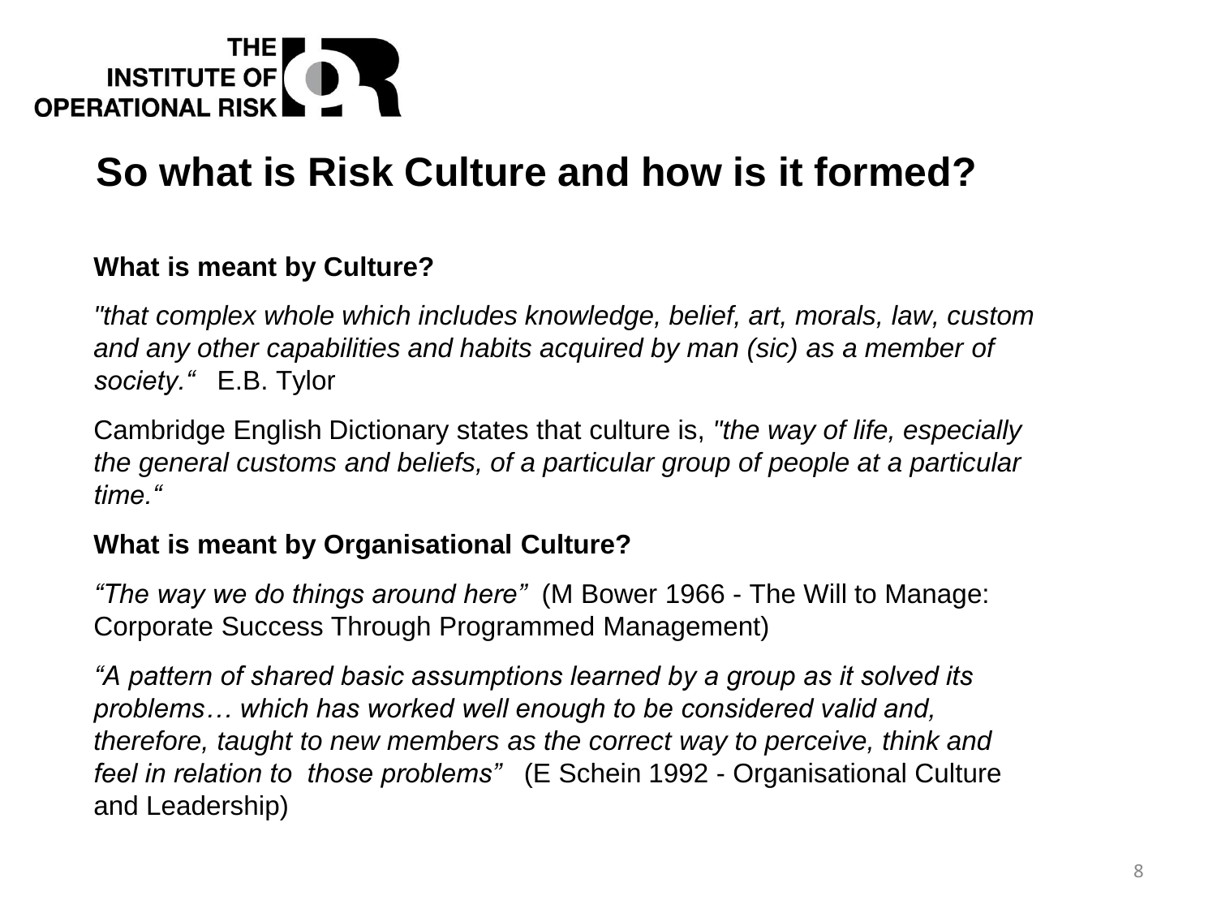# So what is Risk Culture and how is it formed?

**What is meant by Culture?**

*"that complex whole which includes knowledge, belief, art, morals, law, custom and any other capabilities and habits acquired by man (sic) as a member of society."* E.B. Tylor

Cambridge English Dictionary states that culture is, *"the way of life, especially the general customs and beliefs, of a particular group of people at a particular time."*

**What is meant by Organisational Culture?**

*"The way we do things around here"* (M Bower 1966 - The Will to Manage: Corporate Success Through Programmed Management)

*"A pattern of shared basic assumptions learned by a group as it solved its problems… which has worked well enough to be considered valid and, therefore, taught to new members as the correct way to perceive, think and feel in relation to those problems"* (E Schein 1992 - Organisational Culture and Leadership)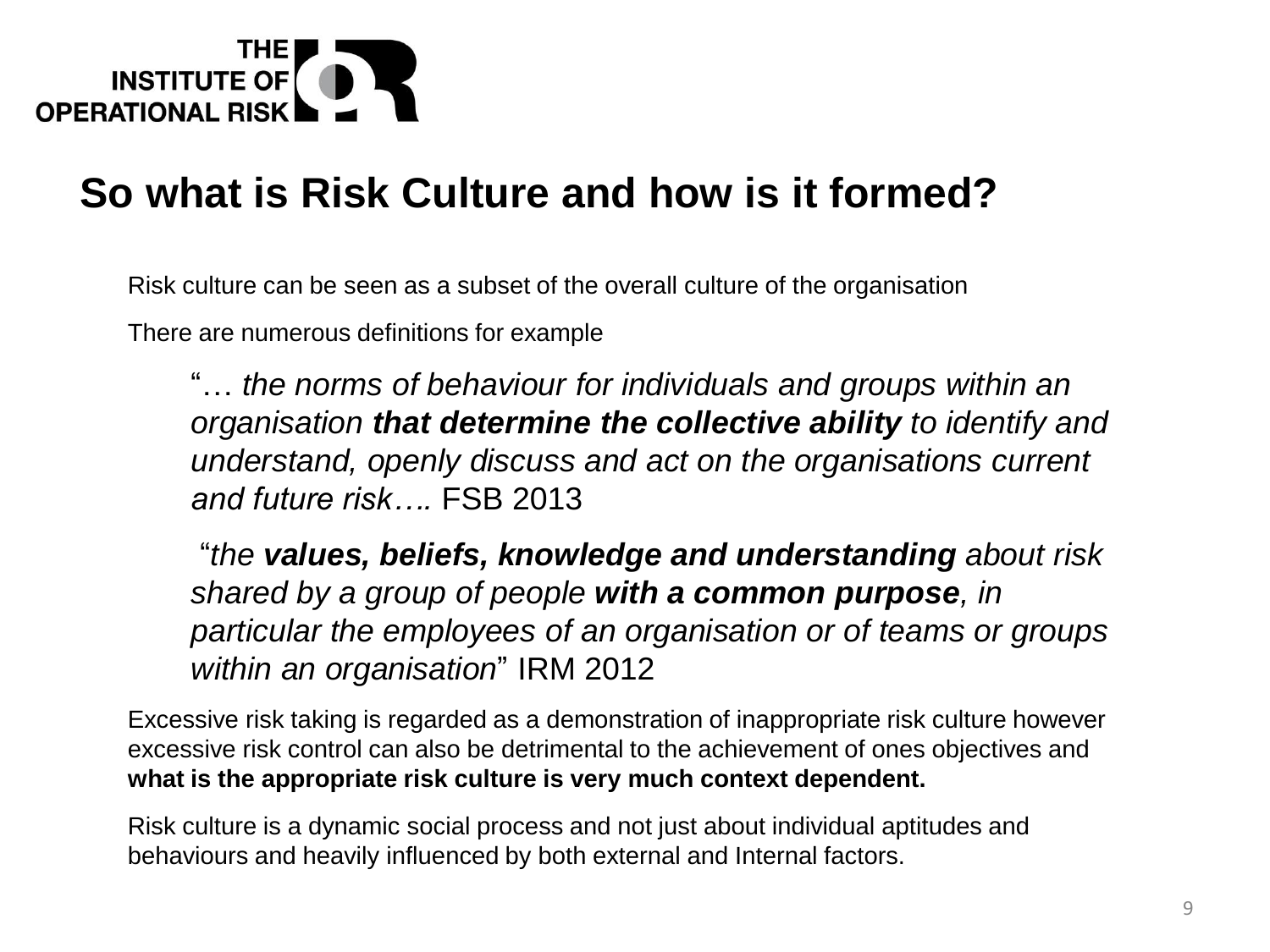# So what is Risk Culture and how is it formed?

Risk culture can be seen as a subset of the overall culture of the organisation

There are numerous definitions for example

> "… *the norms of behaviour for individuals and groups within an organisation* ***that determine the collective ability*** *to identify and understand, openly discuss and act on the organisations current and future risk….* FSB 2013

> "*the* ***values, beliefs, knowledge and understanding*** *about risk shared by a group of people* ***with a common purpose****, in particular the employees of an organisation or of teams or groups within an organisation*" IRM 2012

Excessive risk taking is regarded as a demonstration of inappropriate risk culture however excessive risk control can also be detrimental to the achievement of ones objectives and **what is the appropriate risk culture is very much context dependent.**

Risk culture is a dynamic social process and not just about individual aptitudes and behaviours and heavily influenced by both external and Internal factors.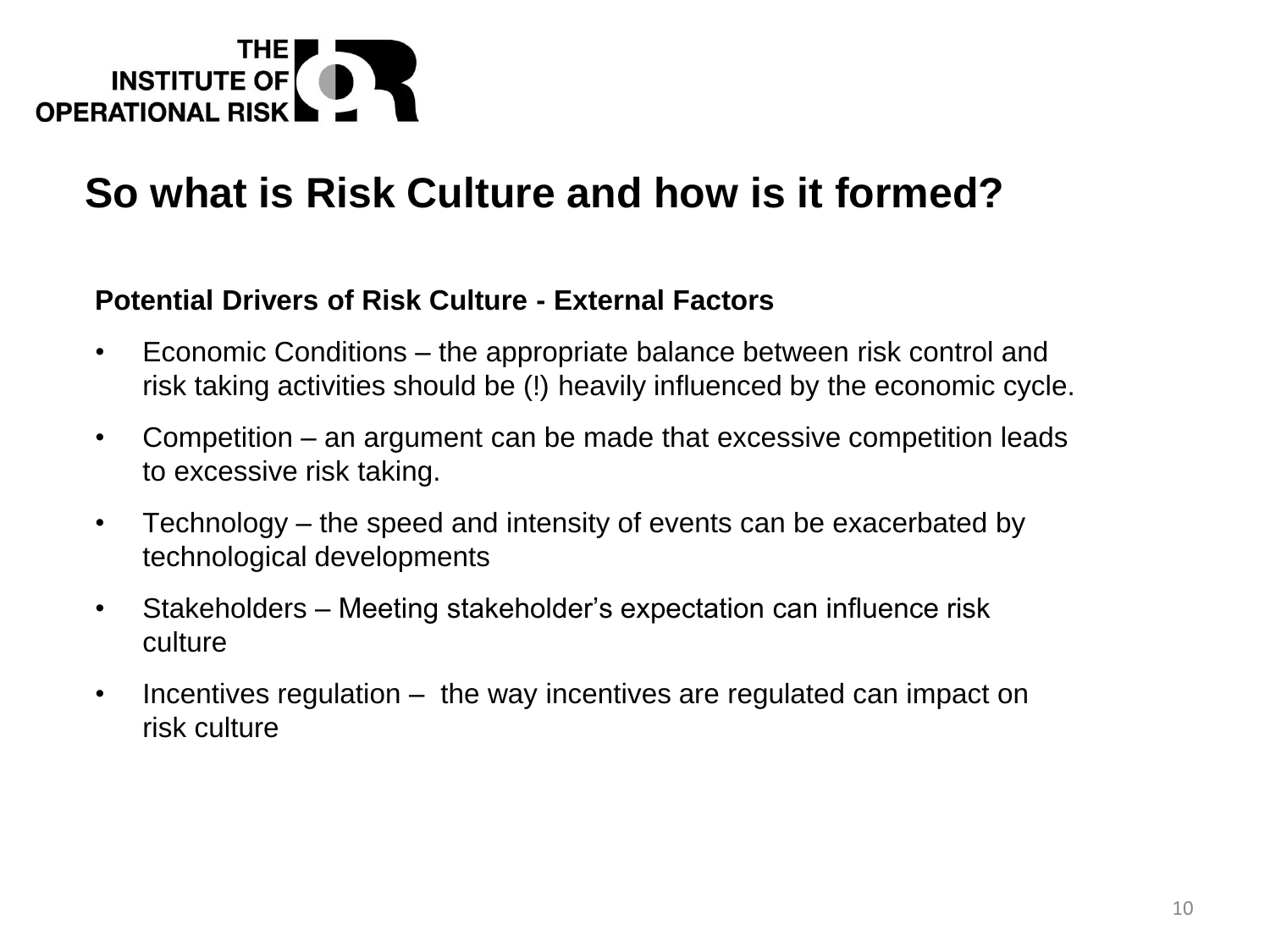# So what is Risk Culture and how is it formed?

**Potential Drivers of Risk Culture - External Factors**

- Economic Conditions – the appropriate balance between risk control and risk taking activities should be (!) heavily influenced by the economic cycle.
- Competition – an argument can be made that excessive competition leads to excessive risk taking.
- Technology – the speed and intensity of events can be exacerbated by technological developments
- Stakeholders – Meeting stakeholder's expectation can influence risk culture
- Incentives regulation – the way incentives are regulated can impact on risk culture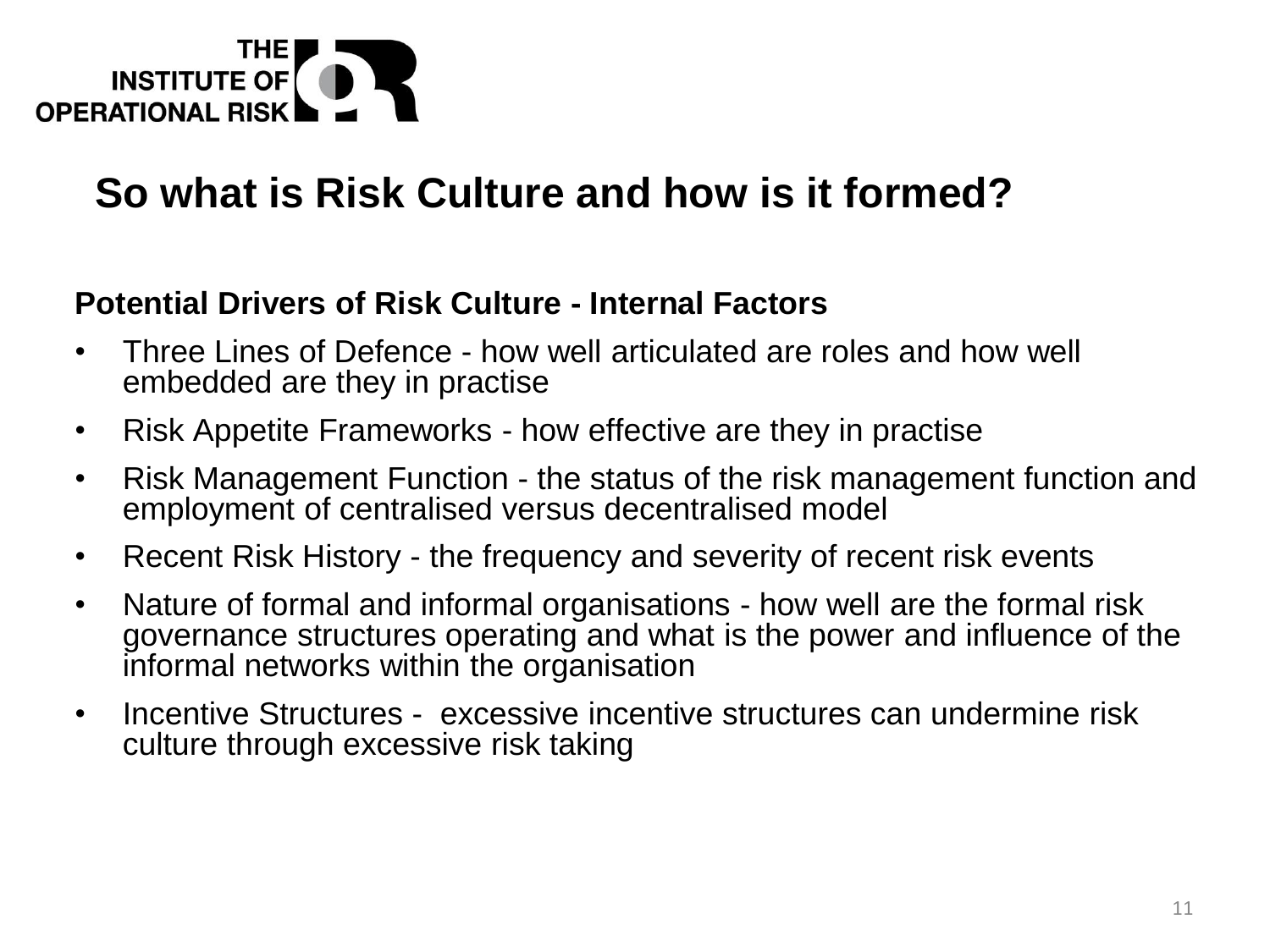## So what is Risk Culture and how is it formed?

**Potential Drivers of Risk Culture - Internal Factors**

- Three Lines of Defence - how well articulated are roles and how well embedded are they in practise
- Risk Appetite Frameworks - how effective are they in practise
- Risk Management Function - the status of the risk management function and employment of centralised versus decentralised model
- Recent Risk History - the frequency and severity of recent risk events
- Nature of formal and informal organisations - how well are the formal risk governance structures operating and what is the power and influence of the informal networks within the organisation
- Incentive Structures - excessive incentive structures can undermine risk culture through excessive risk taking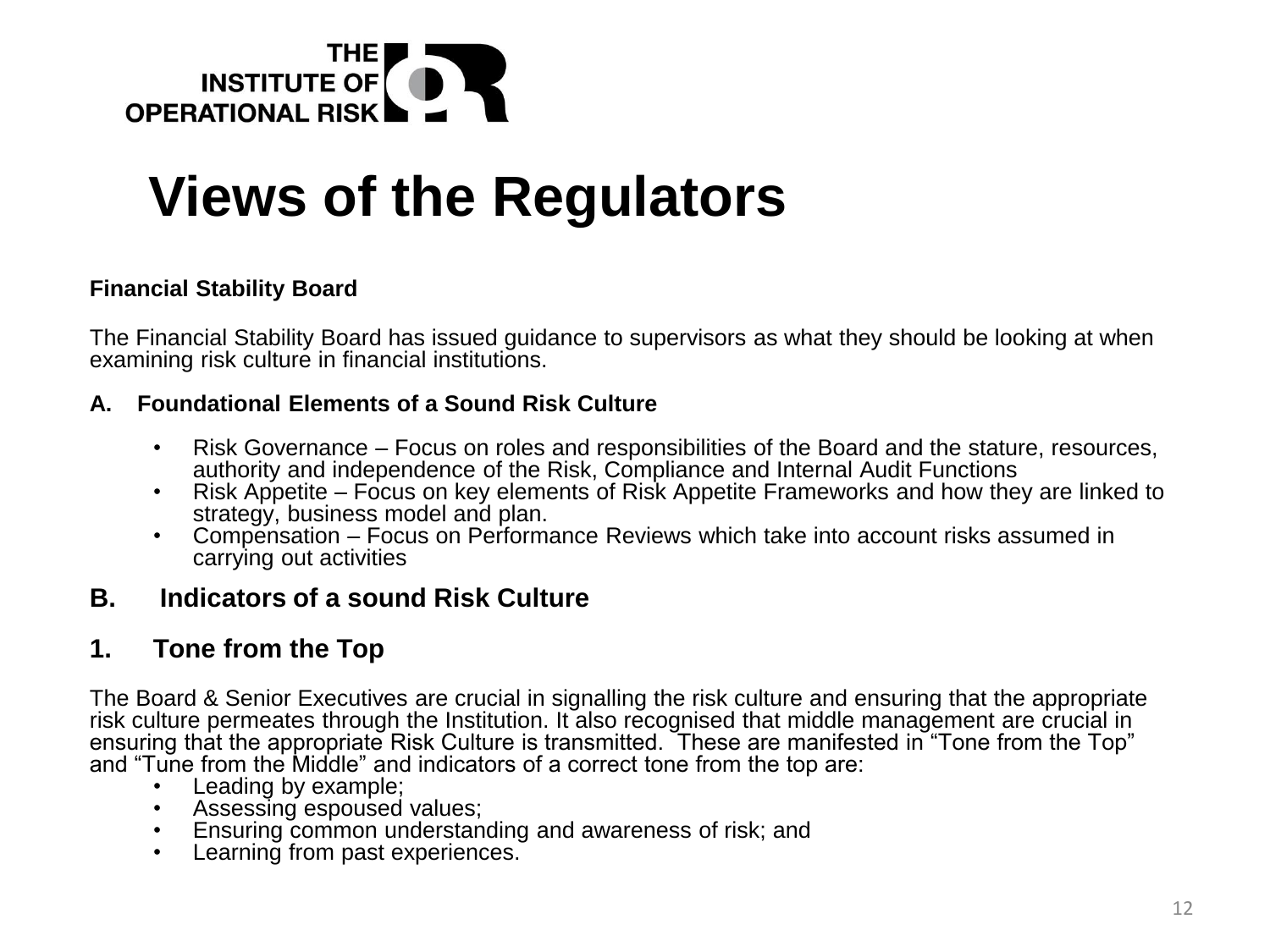# Views of the Regulators

**Financial Stability Board**

The Financial Stability Board has issued guidance to supervisors as what they should be looking at when examining risk culture in financial institutions.

**A. Foundational Elements of a Sound Risk Culture**

- Risk Governance – Focus on roles and responsibilities of the Board and the stature, resources, authority and independence of the Risk, Compliance and Internal Audit Functions
- Risk Appetite – Focus on key elements of Risk Appetite Frameworks and how they are linked to strategy, business model and plan.
- Compensation – Focus on Performance Reviews which take into account risks assumed in carrying out activities

## B. Indicators of a sound Risk Culture

### 1. Tone from the Top

The Board & Senior Executives are crucial in signalling the risk culture and ensuring that the appropriate risk culture permeates through the Institution. It also recognised that middle management are crucial in ensuring that the appropriate Risk Culture is transmitted. These are manifested in "Tone from the Top" and "Tune from the Middle" and indicators of a correct tone from the top are:

- Leading by example;
- Assessing espoused values;
- Ensuring common understanding and awareness of risk; and
- Learning from past experiences.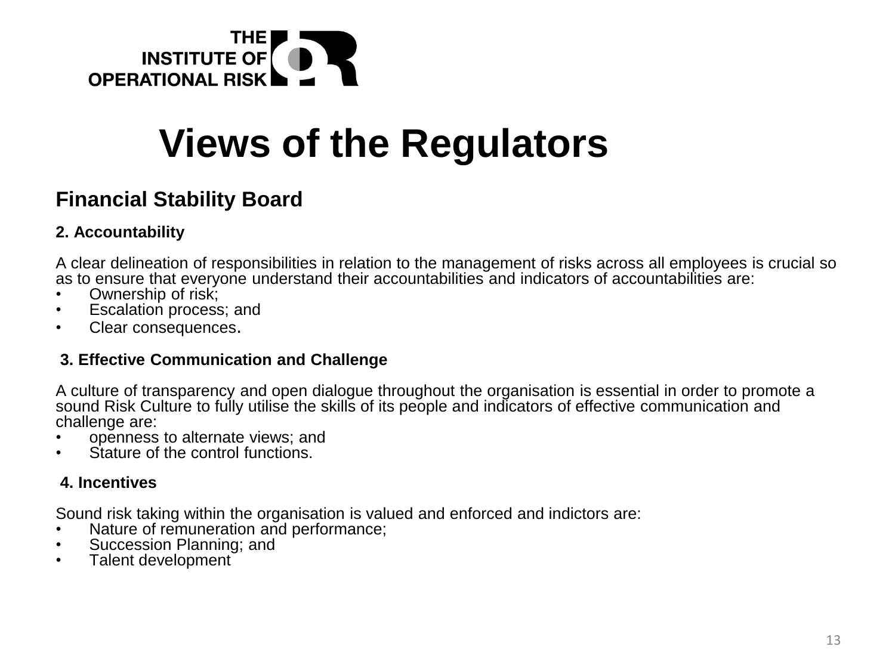# Views of the Regulators

## Financial Stability Board

### 2. Accountability

A clear delineation of responsibilities in relation to the management of risks across all employees is crucial so as to ensure that everyone understand their accountabilities and indicators of accountabilities are:

- Ownership of risk;
- Escalation process; and
- Clear consequences.

### 3. Effective Communication and Challenge

A culture of transparency and open dialogue throughout the organisation is essential in order to promote a sound Risk Culture to fully utilise the skills of its people and indicators of effective communication and challenge are:

- openness to alternate views; and
- Stature of the control functions.

### 4. Incentives

Sound risk taking within the organisation is valued and enforced and indictors are:

- Nature of remuneration and performance;
- Succession Planning; and
- Talent development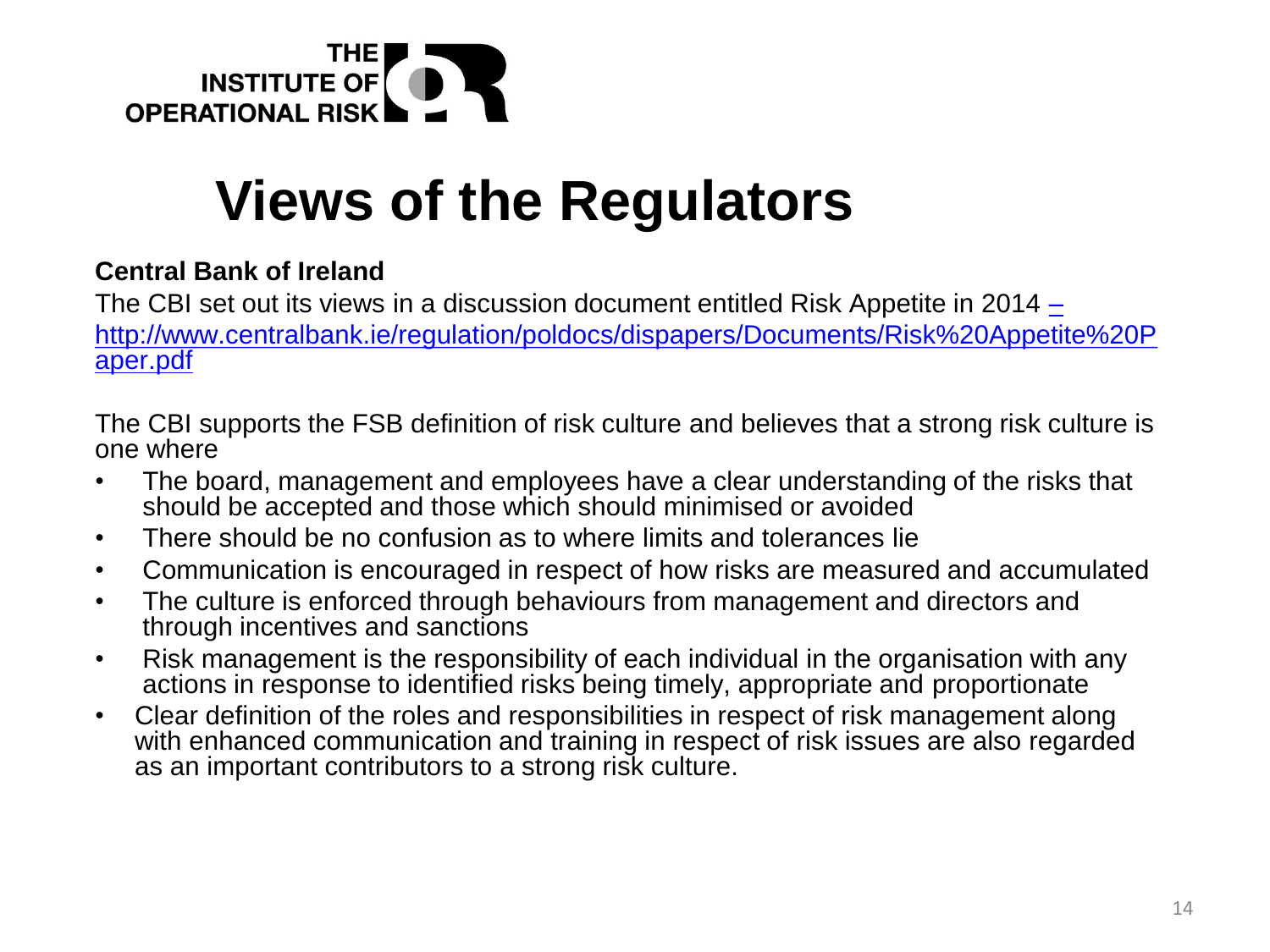# Views of the Regulators

**Central Bank of Ireland**

The CBI set out its views in a discussion document entitled Risk Appetite in 2014 – http://www.centralbank.ie/regulation/poldocs/dispapers/Documents/Risk%20Appetite%20Paper.pdf

The CBI supports the FSB definition of risk culture and believes that a strong risk culture is one where

- The board, management and employees have a clear understanding of the risks that should be accepted and those which should minimised or avoided
- There should be no confusion as to where limits and tolerances lie
- Communication is encouraged in respect of how risks are measured and accumulated
- The culture is enforced through behaviours from management and directors and through incentives and sanctions
- Risk management is the responsibility of each individual in the organisation with any actions in response to identified risks being timely, appropriate and proportionate
- Clear definition of the roles and responsibilities in respect of risk management along with enhanced communication and training in respect of risk issues are also regarded as an important contributors to a strong risk culture.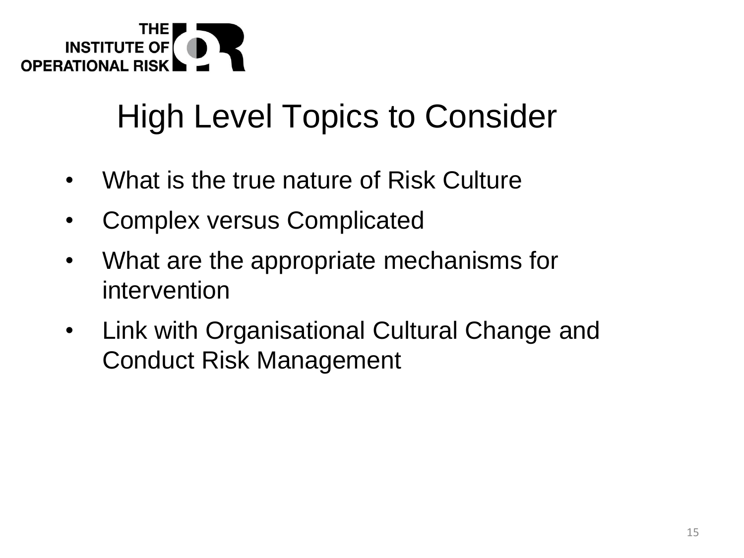# High Level Topics to Consider

- What is the true nature of Risk Culture
- Complex versus Complicated
- What are the appropriate mechanisms for intervention
- Link with Organisational Cultural Change and Conduct Risk Management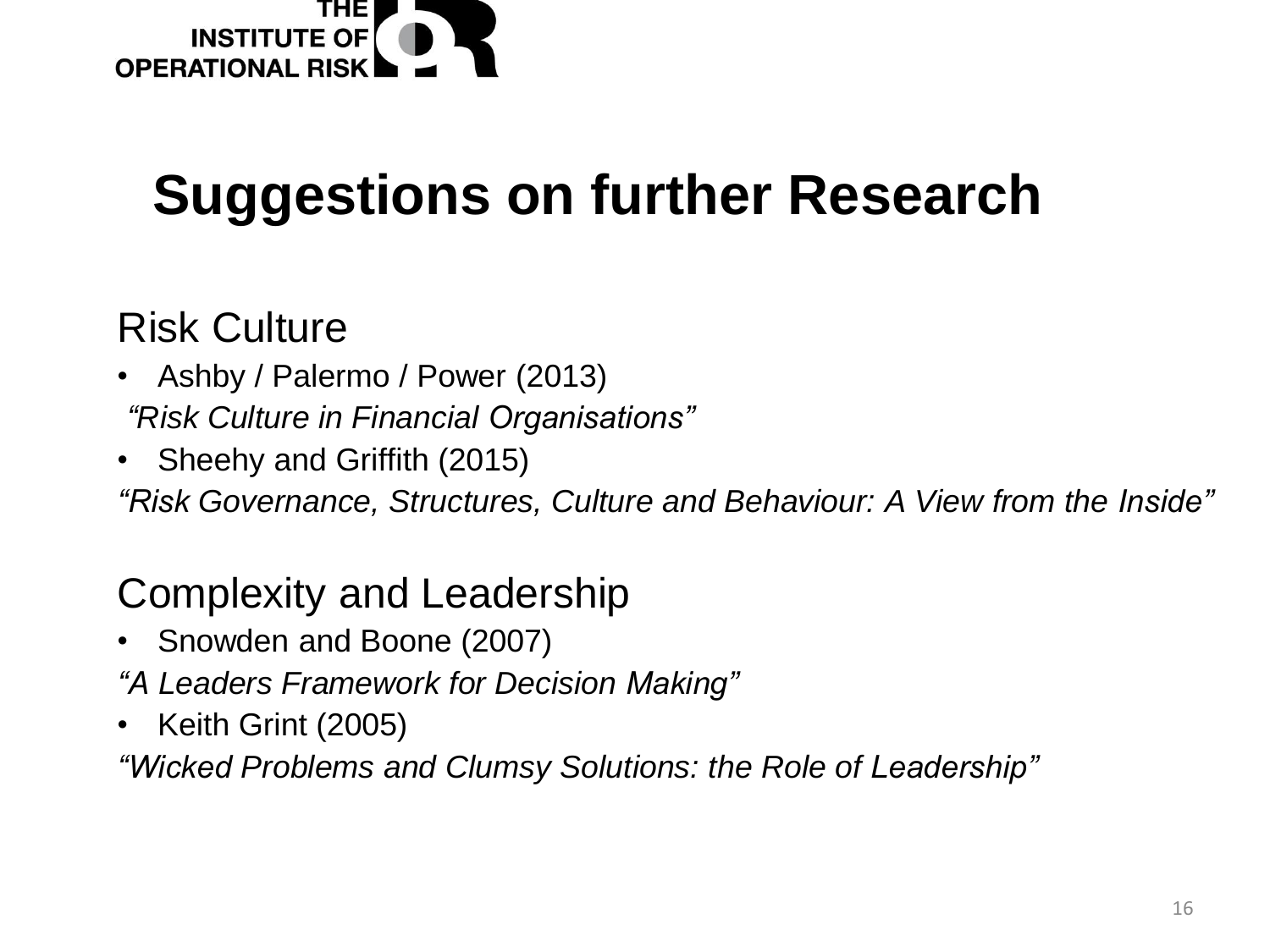# Suggestions on further Research

## Risk Culture

- Ashby / Palermo / Power (2013)

*"Risk Culture in Financial Organisations"*

- Sheehy and Griffith (2015)

*"Risk Governance, Structures, Culture and Behaviour: A View from the Inside"*

## Complexity and Leadership

- Snowden and Boone (2007)

*"A Leaders Framework for Decision Making"*

- Keith Grint (2005)

*"Wicked Problems and Clumsy Solutions: the Role of Leadership"*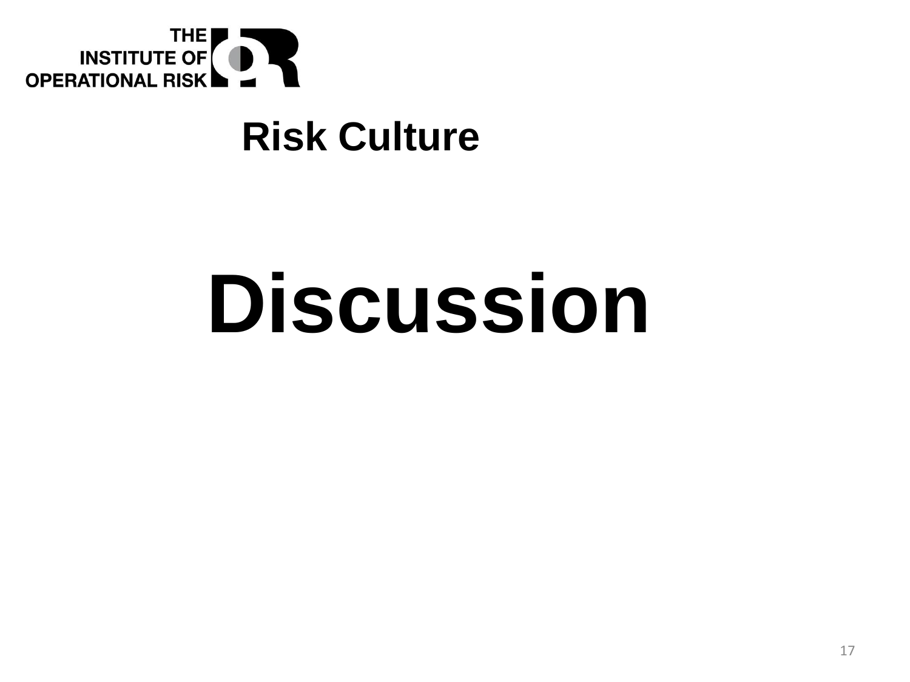THE INSTITUTE OF OPERATIONAL RISK

## Risk Culture

# Discussion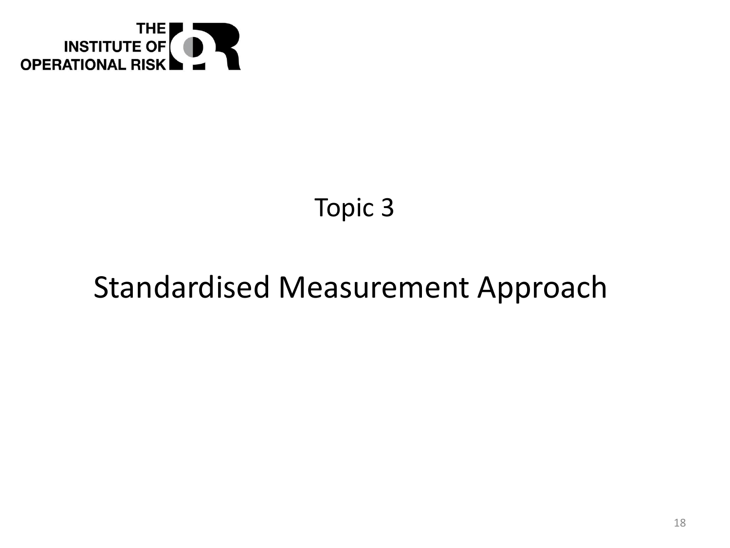Topic 3

# Standardised Measurement Approach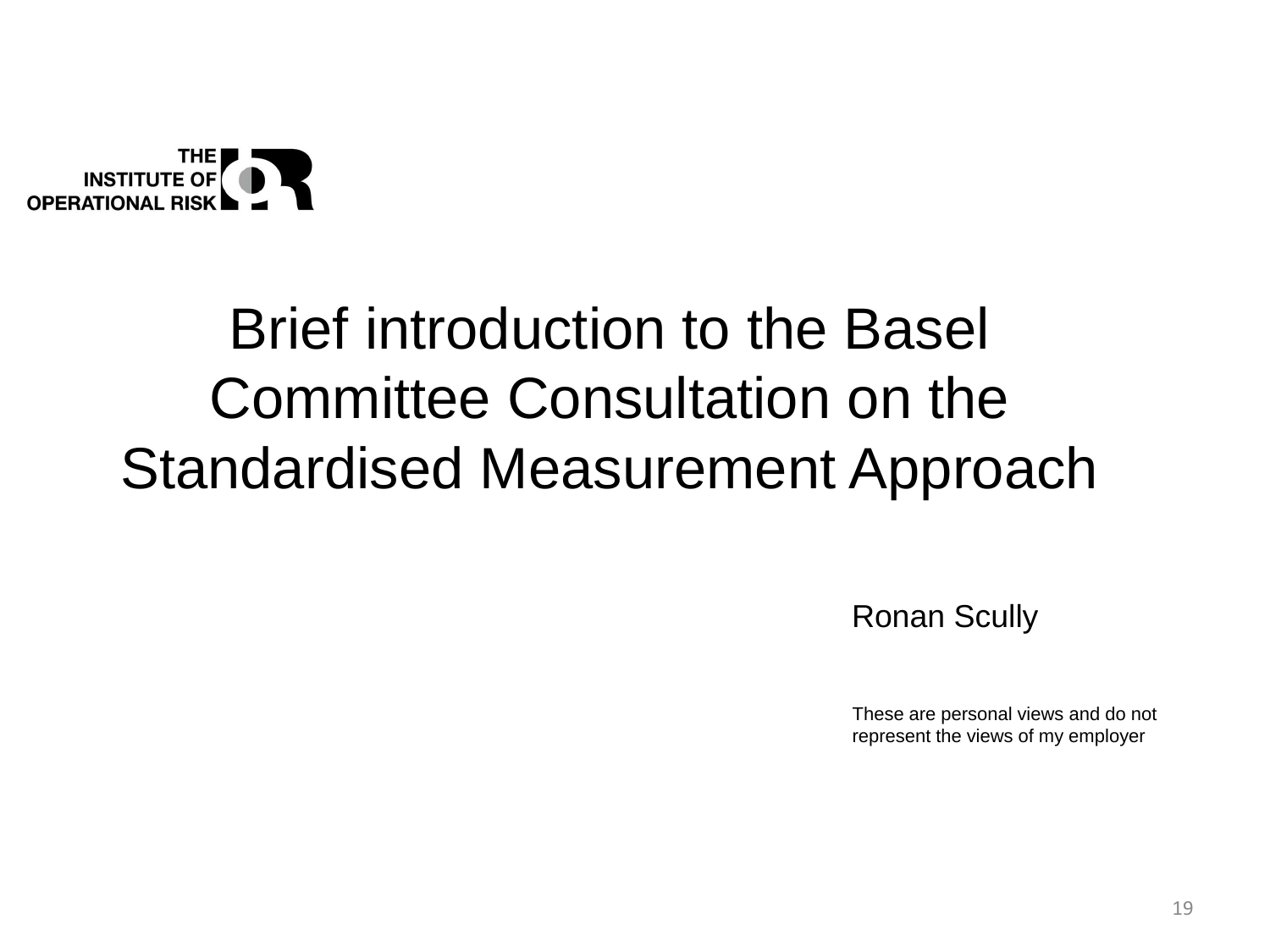THE INSTITUTE OF OPERATIONAL RISK

# Brief introduction to the Basel Committee Consultation on the Standardised Measurement Approach

Ronan Scully

These are personal views and do not represent the views of my employer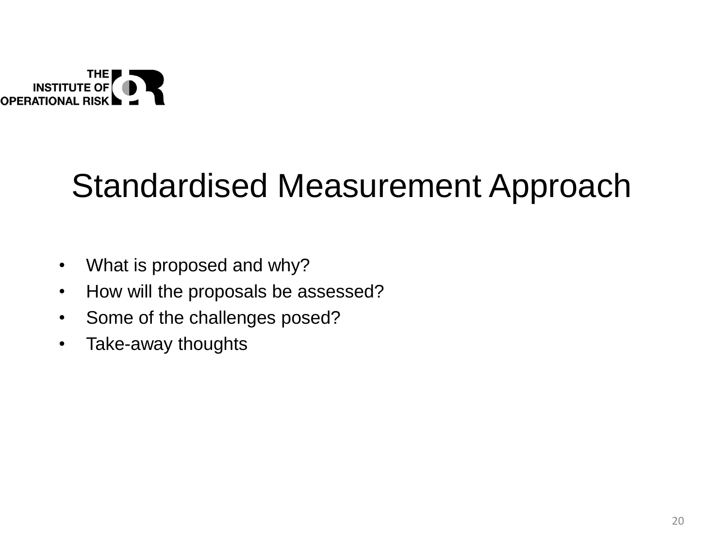# Standardised Measurement Approach

- What is proposed and why?
- How will the proposals be assessed?
- Some of the challenges posed?
- Take-away thoughts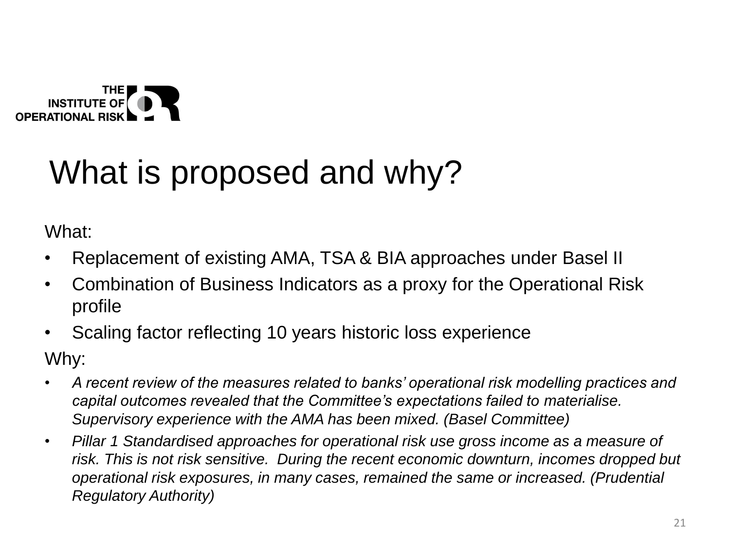# What is proposed and why?

What:

- Replacement of existing AMA, TSA & BIA approaches under Basel II
- Combination of Business Indicators as a proxy for the Operational Risk profile
- Scaling factor reflecting 10 years historic loss experience

Why:

- *A recent review of the measures related to banks' operational risk modelling practices and capital outcomes revealed that the Committee's expectations failed to materialise. Supervisory experience with the AMA has been mixed. (Basel Committee)*
- *Pillar 1 Standardised approaches for operational risk use gross income as a measure of risk. This is not risk sensitive. During the recent economic downturn, incomes dropped but operational risk exposures, in many cases, remained the same or increased. (Prudential Regulatory Authority)*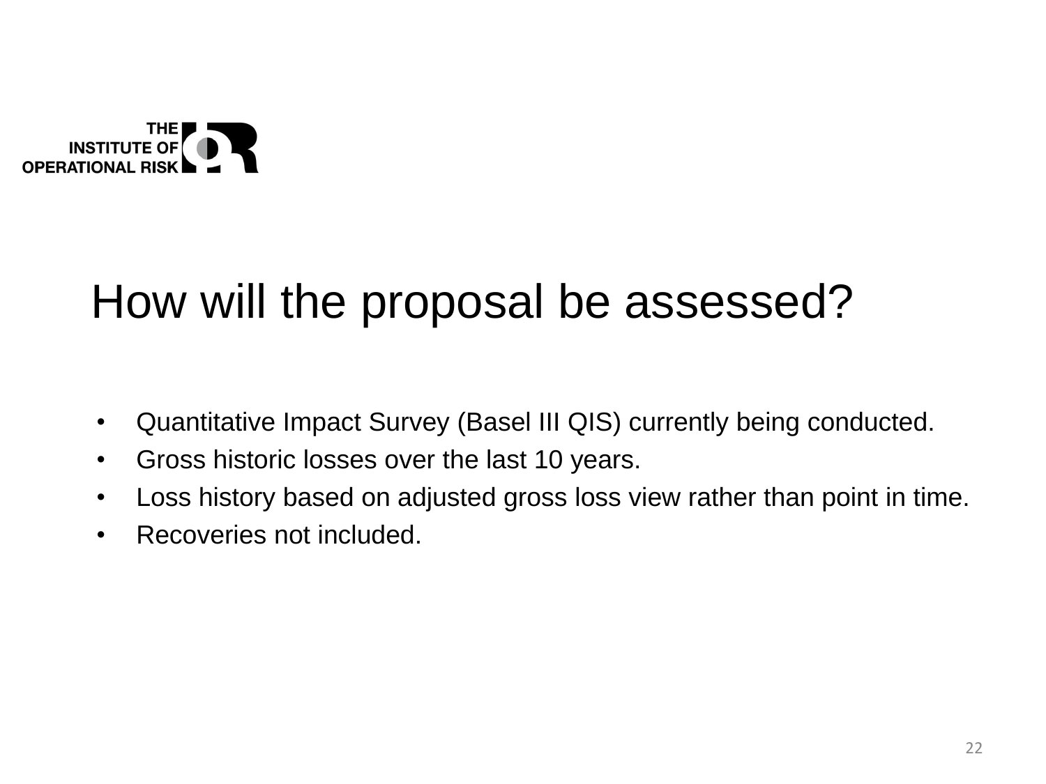THE INSTITUTE OF OPERATIONAL RISK

# How will the proposal be assessed?

- Quantitative Impact Survey (Basel III QIS) currently being conducted.
- Gross historic losses over the last 10 years.
- Loss history based on adjusted gross loss view rather than point in time.
- Recoveries not included.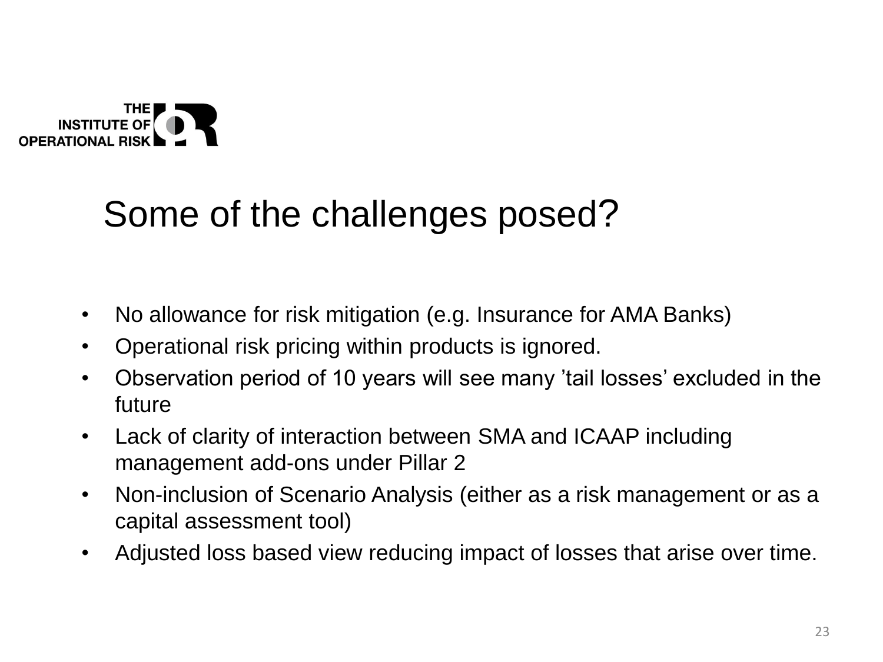THE INSTITUTE OF OPERATIONAL RISK

# Some of the challenges posed?

- No allowance for risk mitigation (e.g. Insurance for AMA Banks)
- Operational risk pricing within products is ignored.
- Observation period of 10 years will see many 'tail losses' excluded in the future
- Lack of clarity of interaction between SMA and ICAAP including management add-ons under Pillar 2
- Non-inclusion of Scenario Analysis (either as a risk management or as a capital assessment tool)
- Adjusted loss based view reducing impact of losses that arise over time.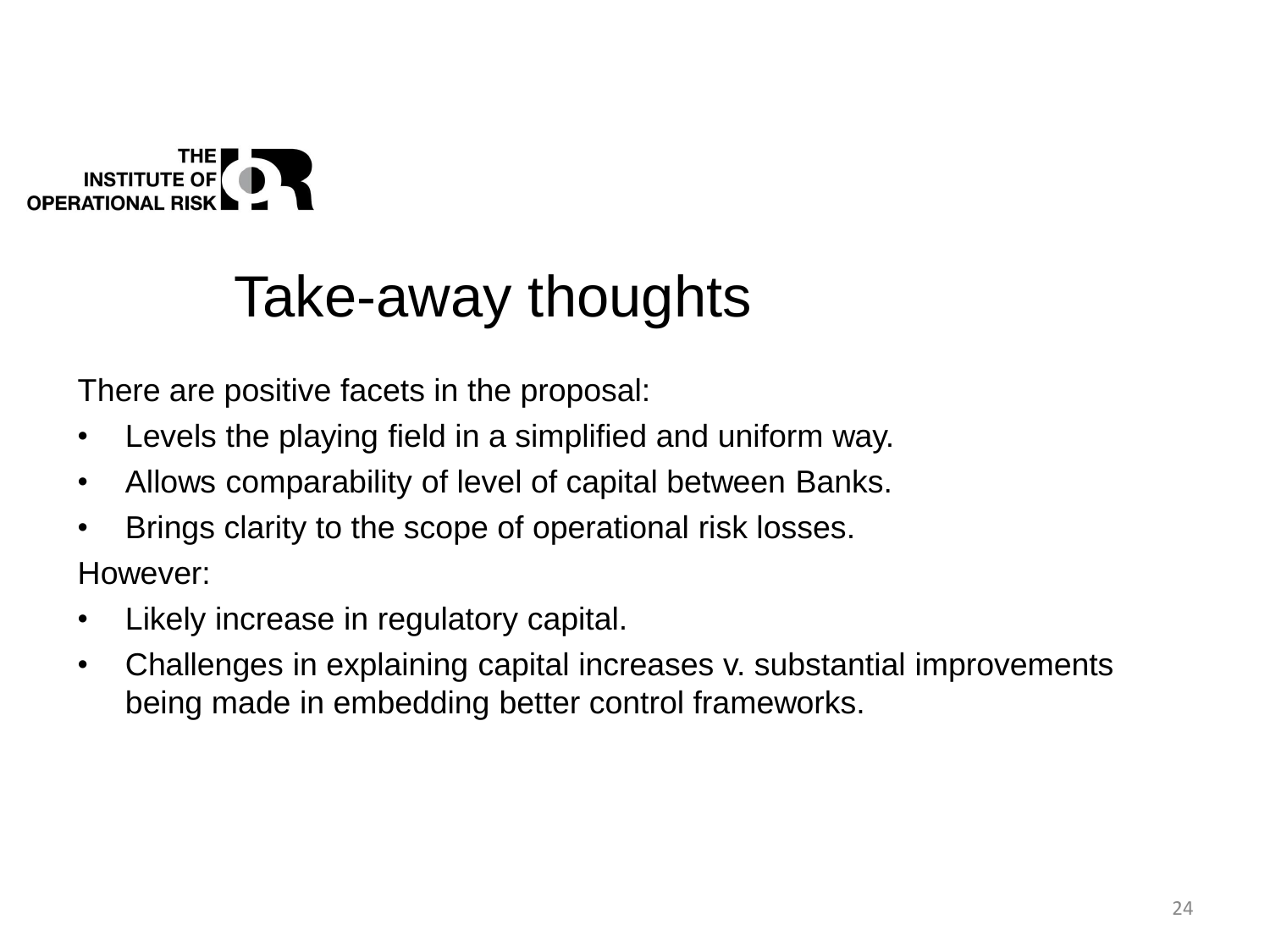THE INSTITUTE OF OPERATIONAL RISK

# Take-away thoughts

There are positive facets in the proposal:

- Levels the playing field in a simplified and uniform way.
- Allows comparability of level of capital between Banks.
- Brings clarity to the scope of operational risk losses.

However:

- Likely increase in regulatory capital.
- Challenges in explaining capital increases v. substantial improvements being made in embedding better control frameworks.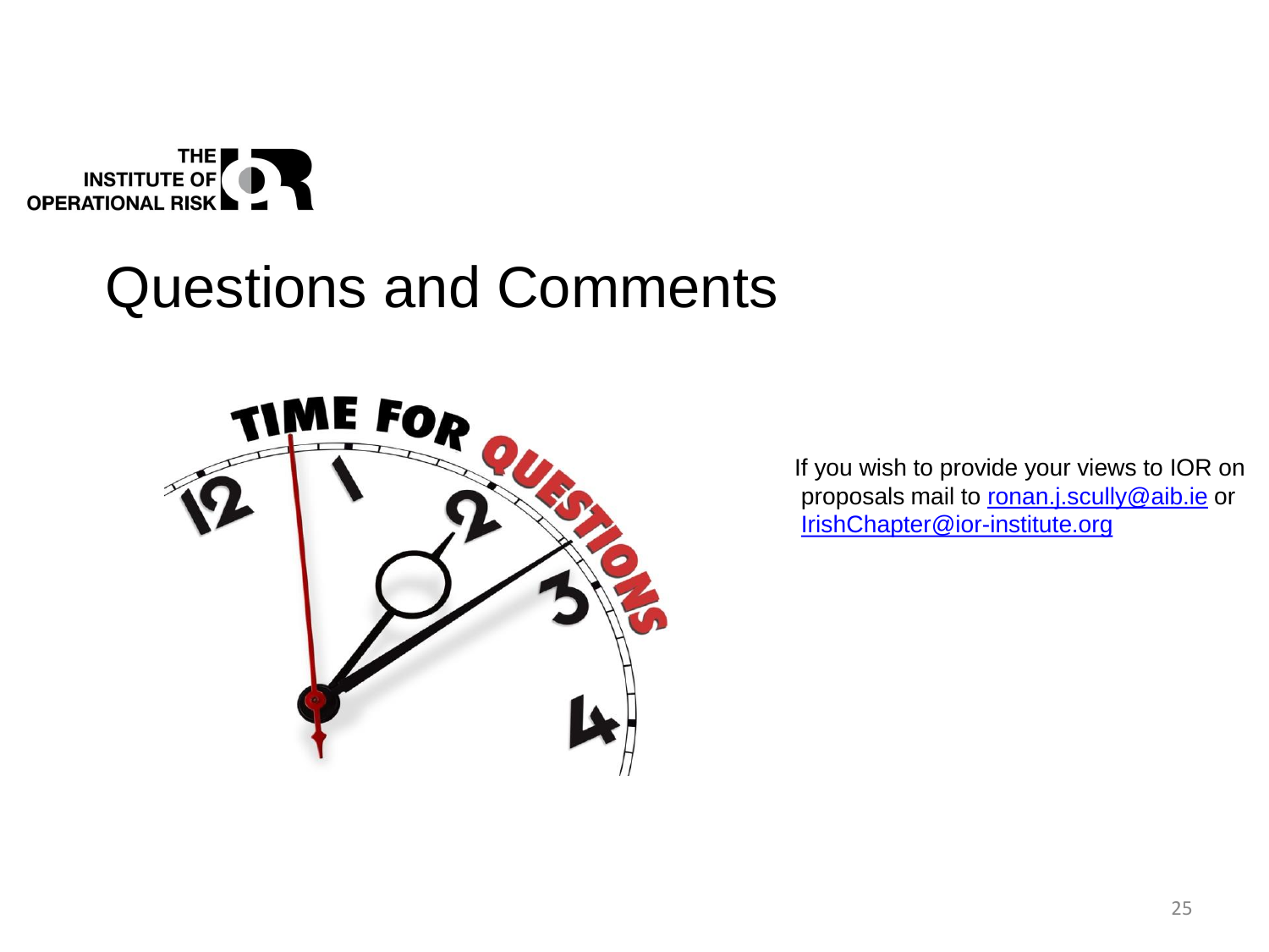# Questions and Comments

If you wish to provide your views to IOR on proposals mail to ronan.j.scully@aib.ie or IrishChapter@ior-institute.org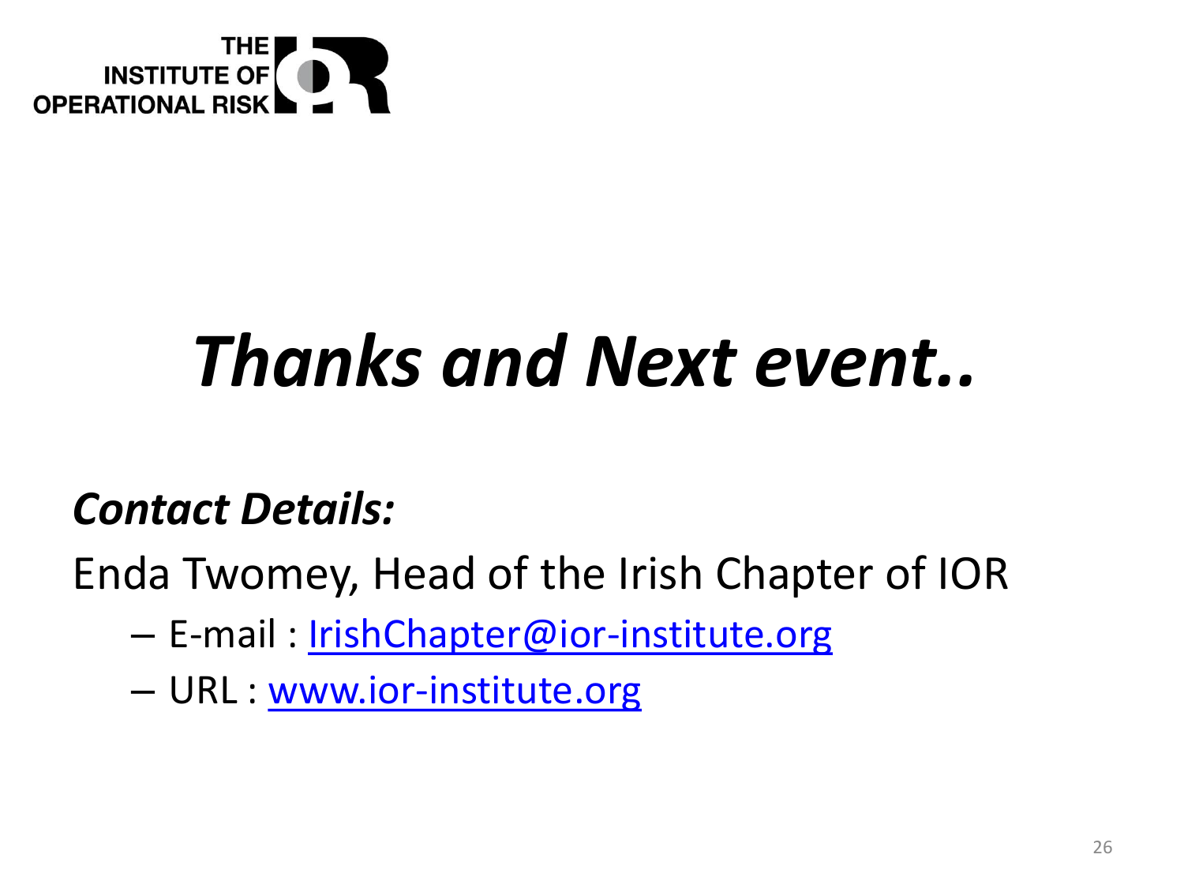THE INSTITUTE OF OPERATIONAL RISK

# *Thanks and Next event..*

***Contact Details:***

Enda Twomey, Head of the Irish Chapter of IOR

- E-mail : IrishChapter@ior-institute.org
- URL : www.ior-institute.org